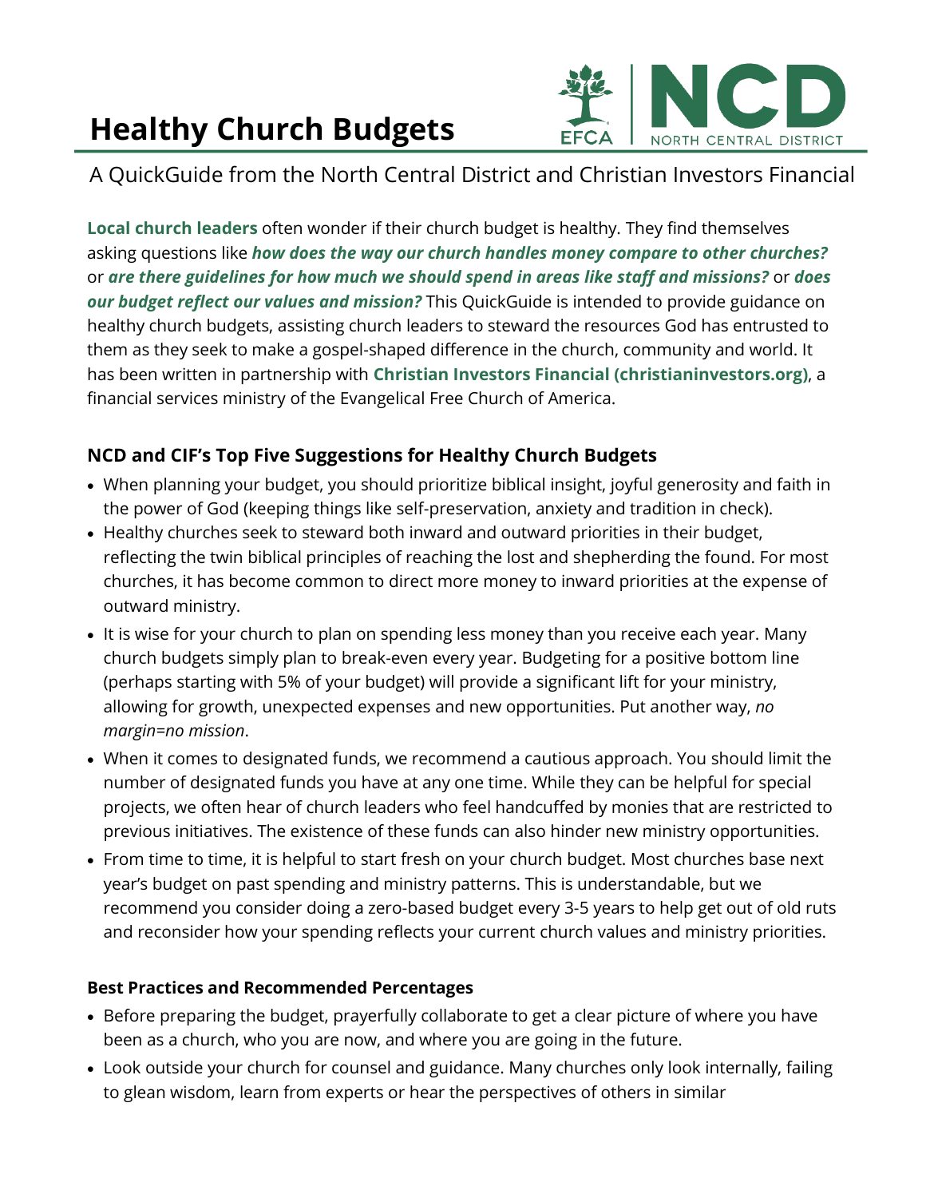# Healthy Church Budgets

A QuickGuide from the North Central District and Christian Investors Financial

**Local church leaders** often wonder if their church budget is healthy. They find themselves asking questions like ***how does the way our church handles money compare to other churches?*** or ***are there guidelines for how much we should spend in areas like staff and missions?*** or ***does our budget reflect our values and mission?*** This QuickGuide is intended to provide guidance on healthy church budgets, assisting church leaders to steward the resources God has entrusted to them as they seek to make a gospel-shaped difference in the church, community and world. It has been written in partnership with **Christian Investors Financial (christianinvestors.org)**, a financial services ministry of the Evangelical Free Church of America.

### NCD and CIF's Top Five Suggestions for Healthy Church Budgets

- When planning your budget, you should prioritize biblical insight, joyful generosity and faith in the power of God (keeping things like self-preservation, anxiety and tradition in check).
- Healthy churches seek to steward both inward and outward priorities in their budget, reflecting the twin biblical principles of reaching the lost and shepherding the found. For most churches, it has become common to direct more money to inward priorities at the expense of outward ministry.
- It is wise for your church to plan on spending less money than you receive each year. Many church budgets simply plan to break-even every year. Budgeting for a positive bottom line (perhaps starting with 5% of your budget) will provide a significant lift for your ministry, allowing for growth, unexpected expenses and new opportunities. Put another way, *no margin=no mission*.
- When it comes to designated funds, we recommend a cautious approach. You should limit the number of designated funds you have at any one time. While they can be helpful for special projects, we often hear of church leaders who feel handcuffed by monies that are restricted to previous initiatives. The existence of these funds can also hinder new ministry opportunities.
- From time to time, it is helpful to start fresh on your church budget. Most churches base next year's budget on past spending and ministry patterns. This is understandable, but we recommend you consider doing a zero-based budget every 3-5 years to help get out of old ruts and reconsider how your spending reflects your current church values and ministry priorities.

#### Best Practices and Recommended Percentages

- Before preparing the budget, prayerfully collaborate to get a clear picture of where you have been as a church, who you are now, and where you are going in the future.
- Look outside your church for counsel and guidance. Many churches only look internally, failing to glean wisdom, learn from experts or hear the perspectives of others in similar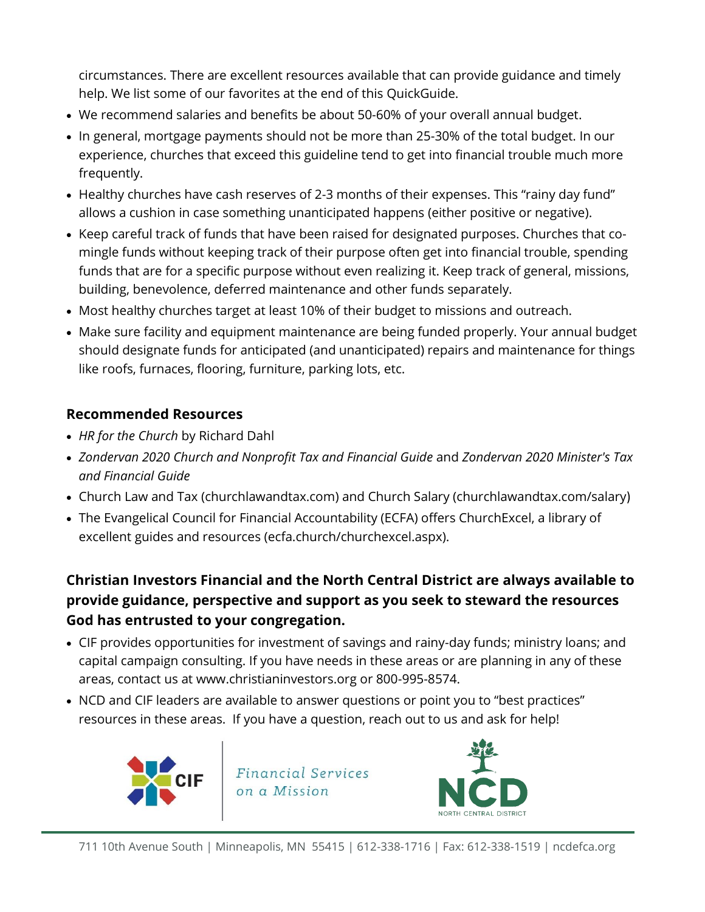circumstances. There are excellent resources available that can provide guidance and timely help. We list some of our favorites at the end of this QuickGuide.

- We recommend salaries and benefits be about 50-60% of your overall annual budget.
- In general, mortgage payments should not be more than 25-30% of the total budget. In our experience, churches that exceed this guideline tend to get into financial trouble much more frequently.
- Healthy churches have cash reserves of 2-3 months of their expenses. This "rainy day fund" allows a cushion in case something unanticipated happens (either positive or negative).
- Keep careful track of funds that have been raised for designated purposes. Churches that co-mingle funds without keeping track of their purpose often get into financial trouble, spending funds that are for a specific purpose without even realizing it. Keep track of general, missions, building, benevolence, deferred maintenance and other funds separately.
- Most healthy churches target at least 10% of their budget to missions and outreach.
- Make sure facility and equipment maintenance are being funded properly. Your annual budget should designate funds for anticipated (and unanticipated) repairs and maintenance for things like roofs, furnaces, flooring, furniture, parking lots, etc.

## Recommended Resources

- *HR for the Church* by Richard Dahl
- *Zondervan 2020 Church and Nonprofit Tax and Financial Guide* and *Zondervan 2020 Minister's Tax and Financial Guide*
- Church Law and Tax (churchlawandtax.com) and Church Salary (churchlawandtax.com/salary)
- The Evangelical Council for Financial Accountability (ECFA) offers ChurchExcel, a library of excellent guides and resources (ecfa.church/churchexcel.aspx).

## Christian Investors Financial and the North Central District are always available to provide guidance, perspective and support as you seek to steward the resources God has entrusted to your congregation.

- CIF provides opportunities for investment of savings and rainy-day funds; ministry loans; and capital campaign consulting. If you have needs in these areas or are planning in any of these areas, contact us at www.christianinvestors.org or 800-995-8574.
- NCD and CIF leaders are available to answer questions or point you to "best practices" resources in these areas. If you have a question, reach out to us and ask for help!

CIF

*Financial Services on a Mission*

NCD NORTH CENTRAL DISTRICT

711 10th Avenue South | Minneapolis, MN 55415 | 612-338-1716 | Fax: 612-338-1519 | ncdefca.org